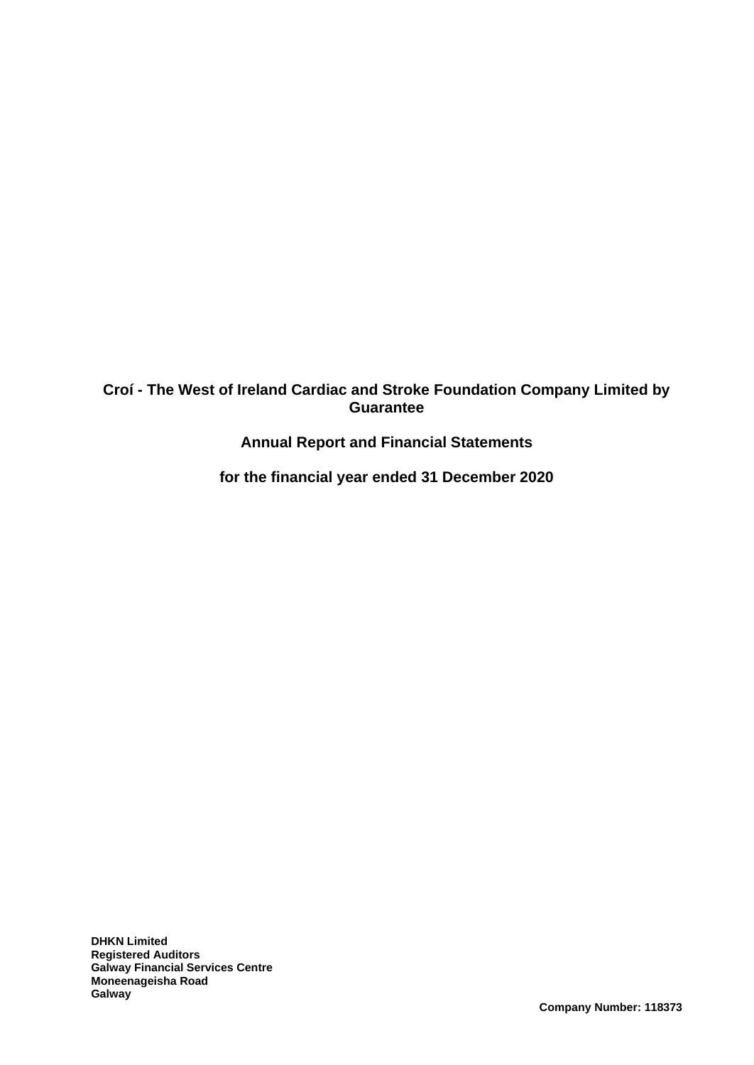# Croí - The West of Ireland Cardiac and Stroke Foundation Company Limited by Guarantee

## Annual Report and Financial Statements

## for the financial year ended 31 December 2020

**DHKN Limited**
**Registered Auditors**
**Galway Financial Services Centre**
**Moneenageisha Road**
**Galway**

**Company Number: 118373**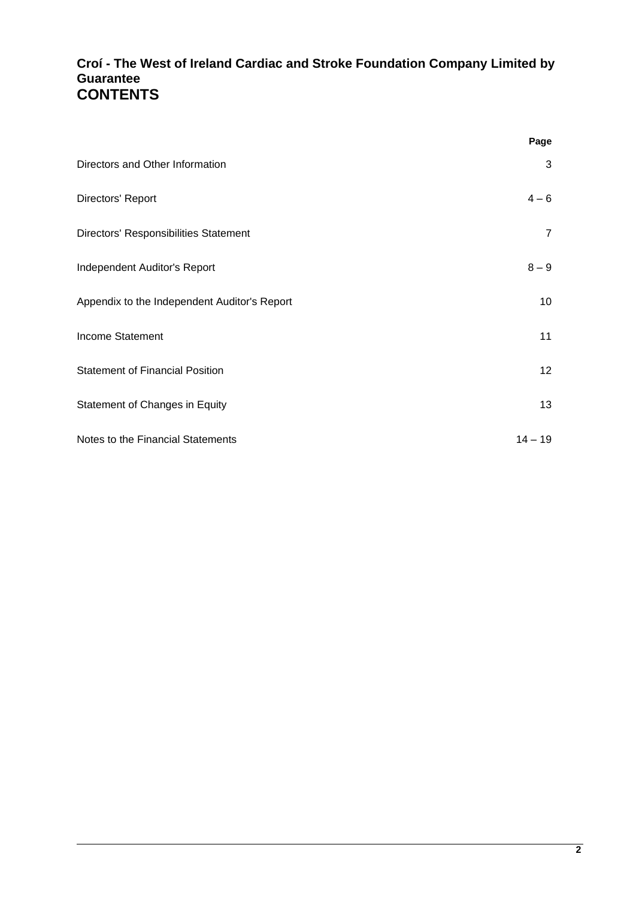**Croí - The West of Ireland Cardiac and Stroke Foundation Company Limited by Guarantee**

# CONTENTS

| | Page |
|---|---|
| Directors and Other Information | 3 |
| Directors' Report | 4 – 6 |
| Directors' Responsibilities Statement | 7 |
| Independent Auditor's Report | 8 – 9 |
| Appendix to the Independent Auditor's Report | 10 |
| Income Statement | 11 |
| Statement of Financial Position | 12 |
| Statement of Changes in Equity | 13 |
| Notes to the Financial Statements | 14 – 19 |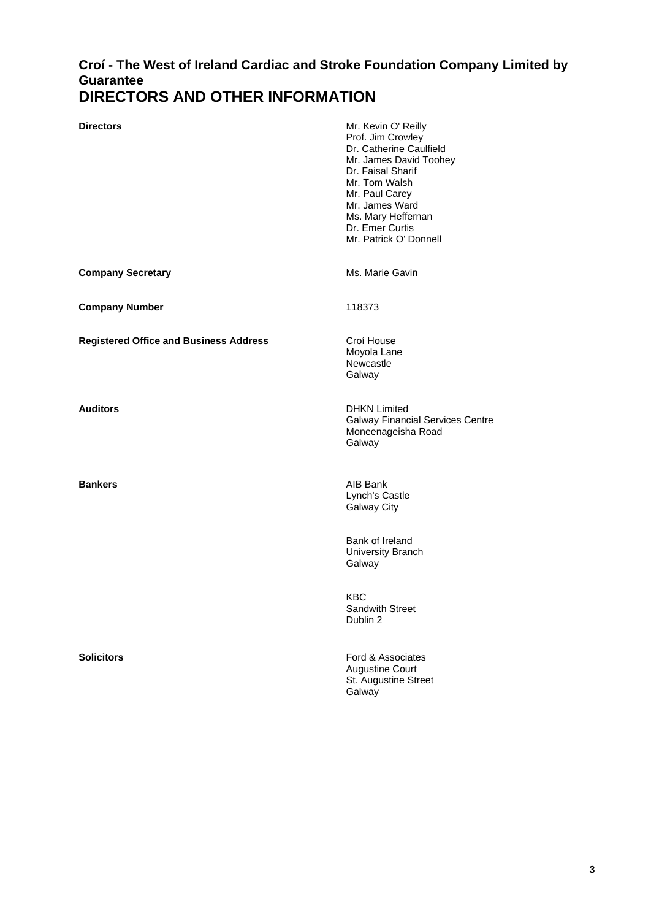# Croí - The West of Ireland Cardiac and Stroke Foundation Company Limited by Guarantee

## DIRECTORS AND OTHER INFORMATION

| | |
|---|---|
| **Directors** | Mr. Kevin O' Reilly<br>Prof. Jim Crowley<br>Dr. Catherine Caulfield<br>Mr. James David Toohey<br>Dr. Faisal Sharif<br>Mr. Tom Walsh<br>Mr. Paul Carey<br>Mr. James Ward<br>Ms. Mary Heffernan<br>Dr. Emer Curtis<br>Mr. Patrick O' Donnell |
| **Company Secretary** | Ms. Marie Gavin |
| **Company Number** | 118373 |
| **Registered Office and Business Address** | Croí House<br>Moyola Lane<br>Newcastle<br>Galway |
| **Auditors** | DHKN Limited<br>Galway Financial Services Centre<br>Moneenageisha Road<br>Galway |
| **Bankers** | AIB Bank<br>Lynch's Castle<br>Galway City<br><br>Bank of Ireland<br>University Branch<br>Galway<br><br>KBC<br>Sandwith Street<br>Dublin 2 |
| **Solicitors** | Ford & Associates<br>Augustine Court<br>St. Augustine Street<br>Galway |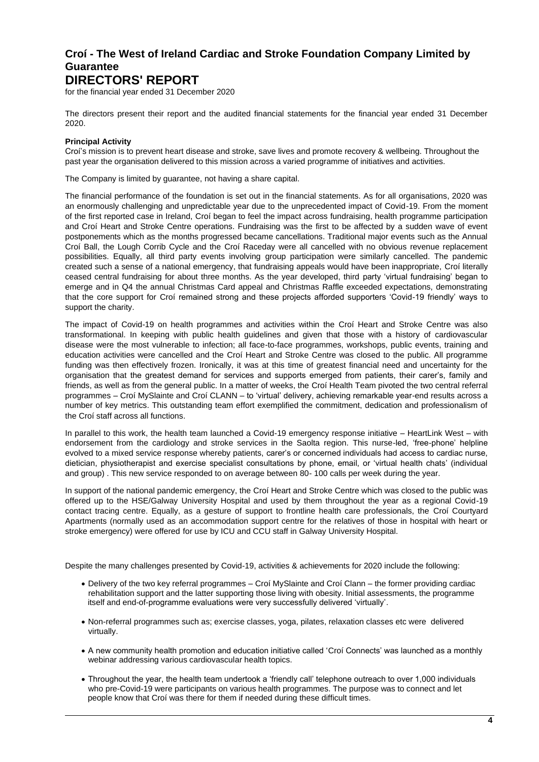# Croí - The West of Ireland Cardiac and Stroke Foundation Company Limited by Guarantee

# DIRECTORS' REPORT

for the financial year ended 31 December 2020

The directors present their report and the audited financial statements for the financial year ended 31 December 2020.

**Principal Activity**

Croí's mission is to prevent heart disease and stroke, save lives and promote recovery & wellbeing. Throughout the past year the organisation delivered to this mission across a varied programme of initiatives and activities.

The Company is limited by guarantee, not having a share capital.

The financial performance of the foundation is set out in the financial statements. As for all organisations, 2020 was an enormously challenging and unpredictable year due to the unprecedented impact of Covid-19. From the moment of the first reported case in Ireland, Croí began to feel the impact across fundraising, health programme participation and Croí Heart and Stroke Centre operations. Fundraising was the first to be affected by a sudden wave of event postponements which as the months progressed became cancellations. Traditional major events such as the Annual Croí Ball, the Lough Corrib Cycle and the Croí Raceday were all cancelled with no obvious revenue replacement possibilities. Equally, all third party events involving group participation were similarly cancelled. The pandemic created such a sense of a national emergency, that fundraising appeals would have been inappropriate, Croí literally ceased central fundraising for about three months. As the year developed, third party 'virtual fundraising' began to emerge and in Q4 the annual Christmas Card appeal and Christmas Raffle exceeded expectations, demonstrating that the core support for Croí remained strong and these projects afforded supporters 'Covid-19 friendly' ways to support the charity.

The impact of Covid-19 on health programmes and activities within the Croí Heart and Stroke Centre was also transformational. In keeping with public health guidelines and given that those with a history of cardiovascular disease were the most vulnerable to infection; all face-to-face programmes, workshops, public events, training and education activities were cancelled and the Croí Heart and Stroke Centre was closed to the public. All programme funding was then effectively frozen. Ironically, it was at this time of greatest financial need and uncertainty for the organisation that the greatest demand for services and supports emerged from patients, their carer's, family and friends, as well as from the general public. In a matter of weeks, the Croí Health Team pivoted the two central referral programmes – Croí MySlainte and Croí CLANN – to 'virtual' delivery, achieving remarkable year-end results across a number of key metrics. This outstanding team effort exemplified the commitment, dedication and professionalism of the Croí staff across all functions.

In parallel to this work, the health team launched a Covid-19 emergency response initiative – HeartLink West – with endorsement from the cardiology and stroke services in the Saolta region. This nurse-led, 'free-phone' helpline evolved to a mixed service response whereby patients, carer's or concerned individuals had access to cardiac nurse, dietician, physiotherapist and exercise specialist consultations by phone, email, or 'virtual health chats' (individual and group) . This new service responded to on average between 80- 100 calls per week during the year.

In support of the national pandemic emergency, the Croí Heart and Stroke Centre which was closed to the public was offered up to the HSE/Galway University Hospital and used by them throughout the year as a regional Covid-19 contact tracing centre. Equally, as a gesture of support to frontline health care professionals, the Croí Courtyard Apartments (normally used as an accommodation support centre for the relatives of those in hospital with heart or stroke emergency) were offered for use by ICU and CCU staff in Galway University Hospital.

Despite the many challenges presented by Covid-19, activities & achievements for 2020 include the following:

- Delivery of the two key referral programmes – Croí MySlainte and Croí Clann – the former providing cardiac rehabilitation support and the latter supporting those living with obesity. Initial assessments, the programme itself and end-of-programme evaluations were very successfully delivered 'virtually'.
- Non-referral programmes such as; exercise classes, yoga, pilates, relaxation classes etc were delivered virtually.
- A new community health promotion and education initiative called 'Croí Connects' was launched as a monthly webinar addressing various cardiovascular health topics.
- Throughout the year, the health team undertook a 'friendly call' telephone outreach to over 1,000 individuals who pre-Covid-19 were participants on various health programmes. The purpose was to connect and let people know that Croí was there for them if needed during these difficult times.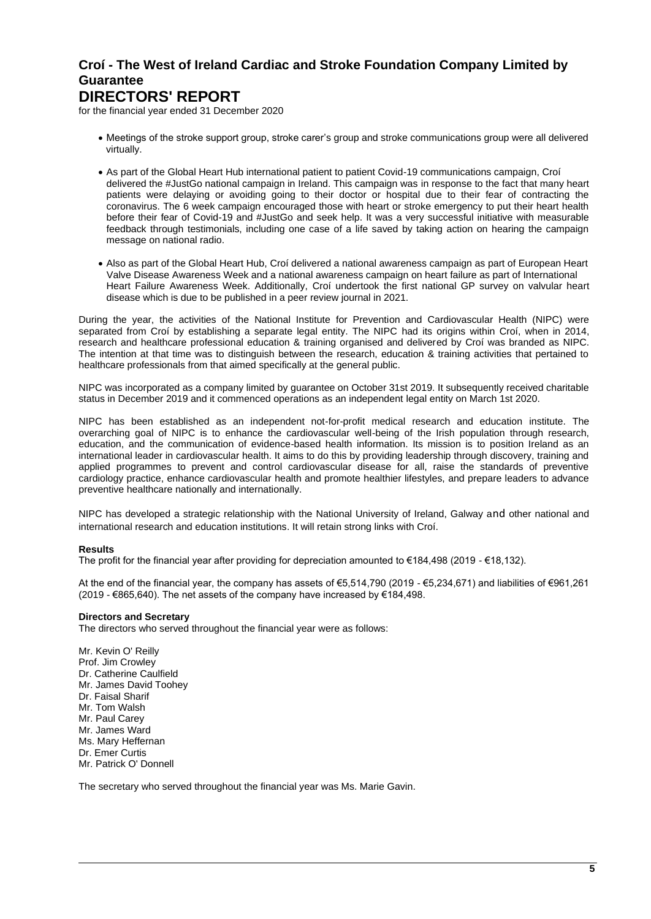- Meetings of the stroke support group, stroke carer's group and stroke communications group were all delivered virtually.

- As part of the Global Heart Hub international patient to patient Covid-19 communications campaign, Croí delivered the #JustGo national campaign in Ireland. This campaign was in response to the fact that many heart patients were delaying or avoiding going to their doctor or hospital due to their fear of contracting the coronavirus. The 6 week campaign encouraged those with heart or stroke emergency to put their heart health before their fear of Covid-19 and #JustGo and seek help. It was a very successful initiative with measurable feedback through testimonials, including one case of a life saved by taking action on hearing the campaign message on national radio.

- Also as part of the Global Heart Hub, Croí delivered a national awareness campaign as part of European Heart Valve Disease Awareness Week and a national awareness campaign on heart failure as part of International Heart Failure Awareness Week. Additionally, Croí undertook the first national GP survey on valvular heart disease which is due to be published in a peer review journal in 2021.

During the year, the activities of the National Institute for Prevention and Cardiovascular Health (NIPC) were separated from Croí by establishing a separate legal entity. The NIPC had its origins within Croí, when in 2014, research and healthcare professional education & training organised and delivered by Croí was branded as NIPC. The intention at that time was to distinguish between the research, education & training activities that pertained to healthcare professionals from that aimed specifically at the general public.

NIPC was incorporated as a company limited by guarantee on October 31st 2019. It subsequently received charitable status in December 2019 and it commenced operations as an independent legal entity on March 1st 2020.

NIPC has been established as an independent not-for-profit medical research and education institute. The overarching goal of NIPC is to enhance the cardiovascular well-being of the Irish population through research, education, and the communication of evidence-based health information. Its mission is to position Ireland as an international leader in cardiovascular health. It aims to do this by providing leadership through discovery, training and applied programmes to prevent and control cardiovascular disease for all, raise the standards of preventive cardiology practice, enhance cardiovascular health and promote healthier lifestyles, and prepare leaders to advance preventive healthcare nationally and internationally.

NIPC has developed a strategic relationship with the National University of Ireland, Galway and other national and international research and education institutions. It will retain strong links with Croí.

**Results**

The profit for the financial year after providing for depreciation amounted to €184,498 (2019 - €18,132).

At the end of the financial year, the company has assets of €5,514,790 (2019 - €5,234,671) and liabilities of €961,261 (2019 - €865,640). The net assets of the company have increased by €184,498.

**Directors and Secretary**

The directors who served throughout the financial year were as follows:

Mr. Kevin O' Reilly
Prof. Jim Crowley
Dr. Catherine Caulfield
Mr. James David Toohey
Dr. Faisal Sharif
Mr. Tom Walsh
Mr. Paul Carey
Mr. James Ward
Ms. Mary Heffernan
Dr. Emer Curtis
Mr. Patrick O' Donnell

The secretary who served throughout the financial year was Ms. Marie Gavin.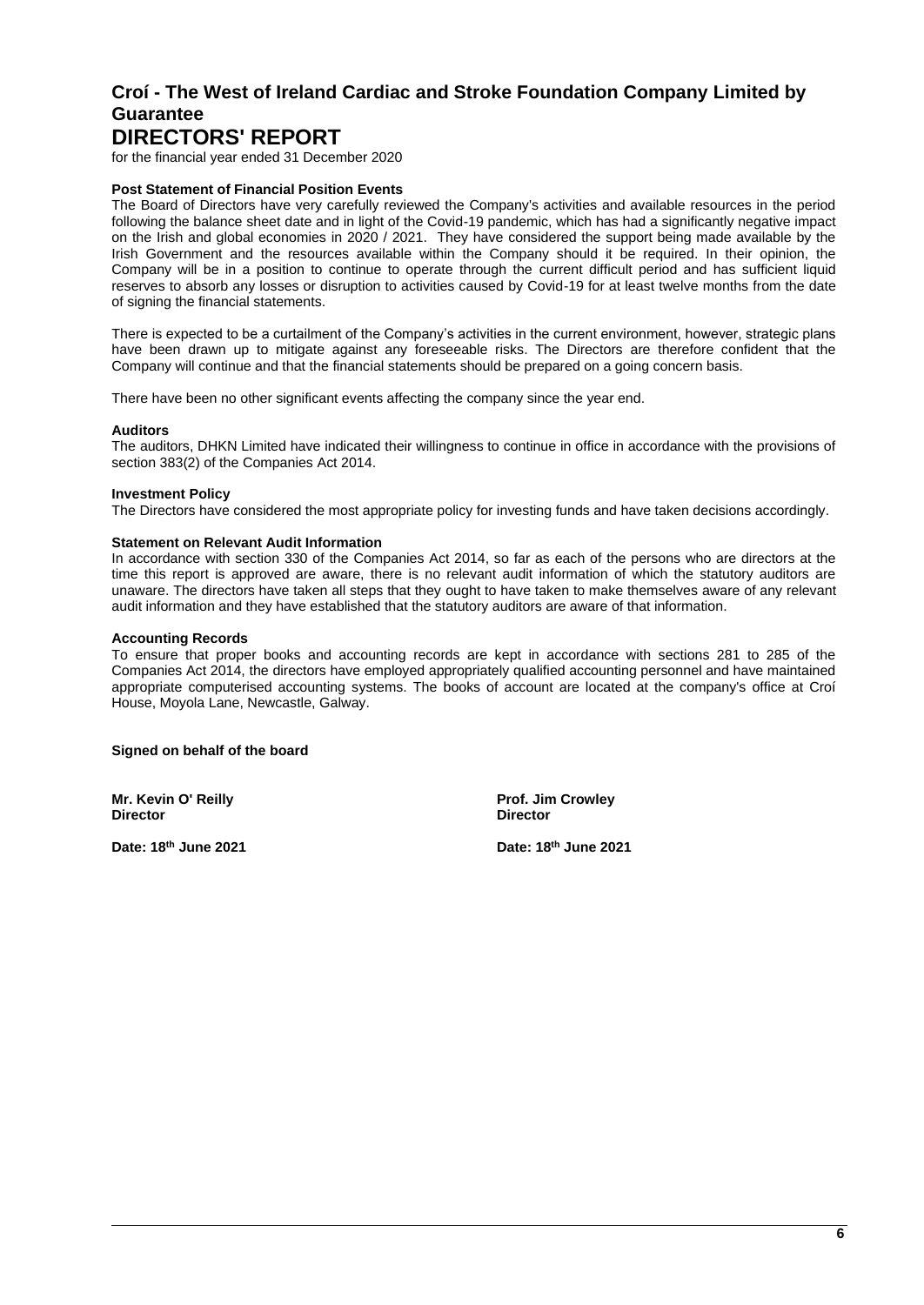# Croí - The West of Ireland Cardiac and Stroke Foundation Company Limited by Guarantee

# DIRECTORS' REPORT

for the financial year ended 31 December 2020

**Post Statement of Financial Position Events**

The Board of Directors have very carefully reviewed the Company's activities and available resources in the period following the balance sheet date and in light of the Covid-19 pandemic, which has had a significantly negative impact on the Irish and global economies in 2020 / 2021. They have considered the support being made available by the Irish Government and the resources available within the Company should it be required. In their opinion, the Company will be in a position to continue to operate through the current difficult period and has sufficient liquid reserves to absorb any losses or disruption to activities caused by Covid-19 for at least twelve months from the date of signing the financial statements.

There is expected to be a curtailment of the Company's activities in the current environment, however, strategic plans have been drawn up to mitigate against any foreseeable risks. The Directors are therefore confident that the Company will continue and that the financial statements should be prepared on a going concern basis.

There have been no other significant events affecting the company since the year end.

**Auditors**

The auditors, DHKN Limited have indicated their willingness to continue in office in accordance with the provisions of section 383(2) of the Companies Act 2014.

**Investment Policy**

The Directors have considered the most appropriate policy for investing funds and have taken decisions accordingly.

**Statement on Relevant Audit Information**

In accordance with section 330 of the Companies Act 2014, so far as each of the persons who are directors at the time this report is approved are aware, there is no relevant audit information of which the statutory auditors are unaware. The directors have taken all steps that they ought to have taken to make themselves aware of any relevant audit information and they have established that the statutory auditors are aware of that information.

**Accounting Records**

To ensure that proper books and accounting records are kept in accordance with sections 281 to 285 of the Companies Act 2014, the directors have employed appropriately qualified accounting personnel and have maintained appropriate computerised accounting systems. The books of account are located at the company's office at Croí House, Moyola Lane, Newcastle, Galway.

**Signed on behalf of the board**

**Mr. Kevin O' Reilly**
**Director**

**Date: 18th June 2021**

**Prof. Jim Crowley**
**Director**

**Date: 18th June 2021**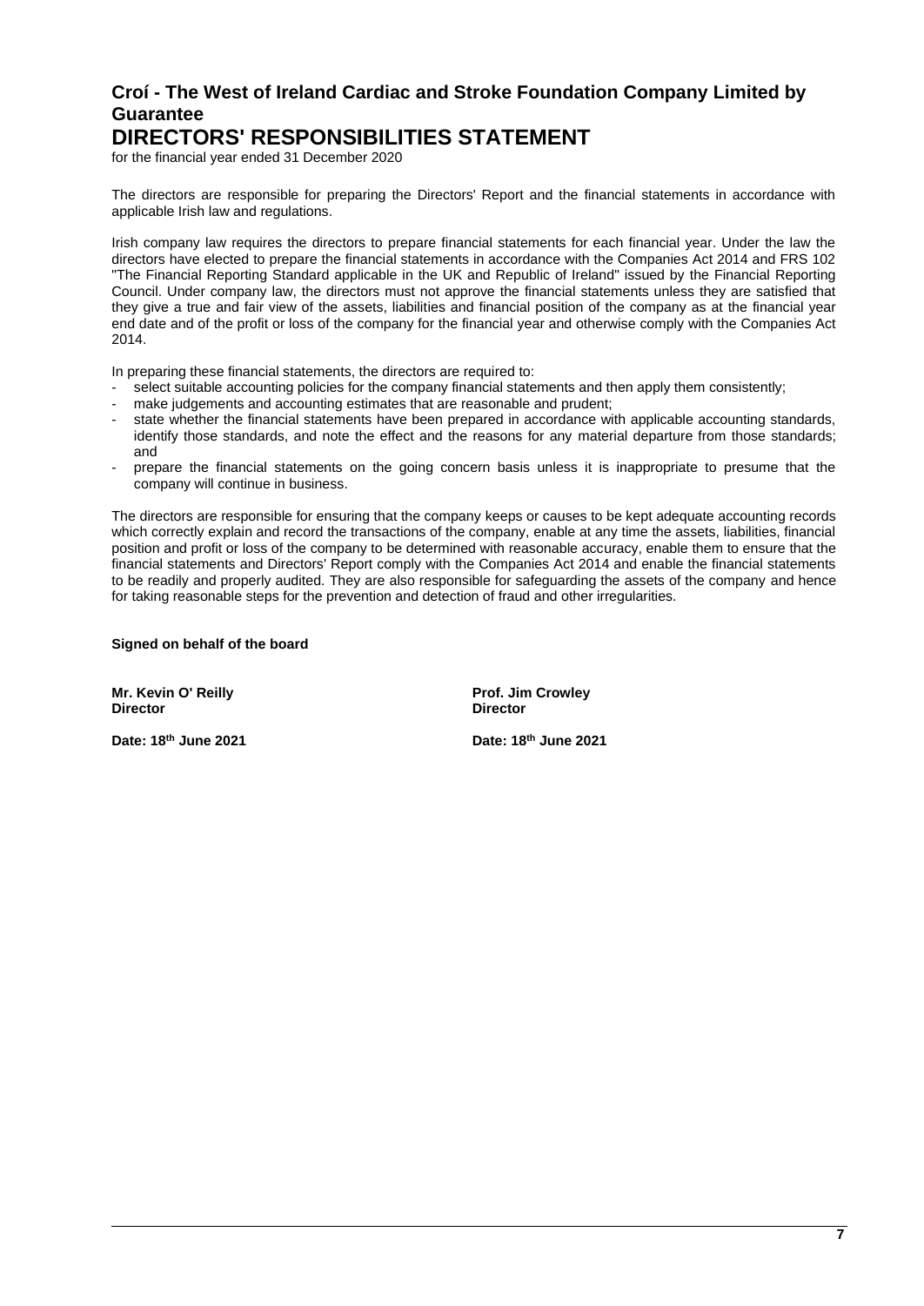# Croí - The West of Ireland Cardiac and Stroke Foundation Company Limited by Guarantee

## DIRECTORS' RESPONSIBILITIES STATEMENT

for the financial year ended 31 December 2020

The directors are responsible for preparing the Directors' Report and the financial statements in accordance with applicable Irish law and regulations.

Irish company law requires the directors to prepare financial statements for each financial year. Under the law the directors have elected to prepare the financial statements in accordance with the Companies Act 2014 and FRS 102 "The Financial Reporting Standard applicable in the UK and Republic of Ireland" issued by the Financial Reporting Council. Under company law, the directors must not approve the financial statements unless they are satisfied that they give a true and fair view of the assets, liabilities and financial position of the company as at the financial year end date and of the profit or loss of the company for the financial year and otherwise comply with the Companies Act 2014.

In preparing these financial statements, the directors are required to:

- select suitable accounting policies for the company financial statements and then apply them consistently;
- make judgements and accounting estimates that are reasonable and prudent;
- state whether the financial statements have been prepared in accordance with applicable accounting standards, identify those standards, and note the effect and the reasons for any material departure from those standards; and
- prepare the financial statements on the going concern basis unless it is inappropriate to presume that the company will continue in business.

The directors are responsible for ensuring that the company keeps or causes to be kept adequate accounting records which correctly explain and record the transactions of the company, enable at any time the assets, liabilities, financial position and profit or loss of the company to be determined with reasonable accuracy, enable them to ensure that the financial statements and Directors' Report comply with the Companies Act 2014 and enable the financial statements to be readily and properly audited. They are also responsible for safeguarding the assets of the company and hence for taking reasonable steps for the prevention and detection of fraud and other irregularities.

**Signed on behalf of the board**

**Mr. Kevin O' Reilly**
**Director**

**Date: 18th June 2021**

**Prof. Jim Crowley**
**Director**

**Date: 18th June 2021**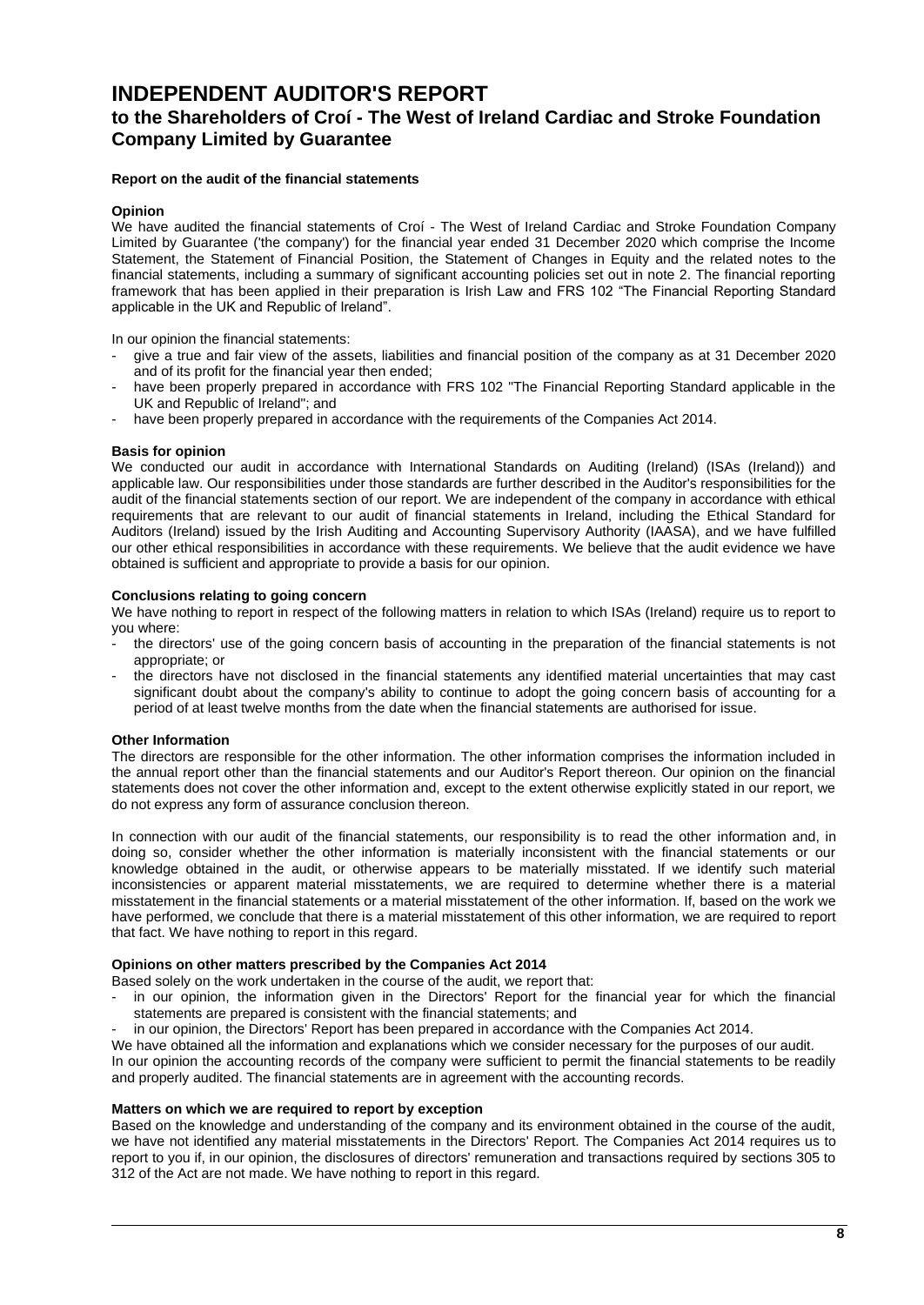# INDEPENDENT AUDITOR'S REPORT

## to the Shareholders of Croí - The West of Ireland Cardiac and Stroke Foundation Company Limited by Guarantee

**Report on the audit of the financial statements**

**Opinion**

We have audited the financial statements of Croí - The West of Ireland Cardiac and Stroke Foundation Company Limited by Guarantee ('the company') for the financial year ended 31 December 2020 which comprise the Income Statement, the Statement of Financial Position, the Statement of Changes in Equity and the related notes to the financial statements, including a summary of significant accounting policies set out in note 2. The financial reporting framework that has been applied in their preparation is Irish Law and FRS 102 "The Financial Reporting Standard applicable in the UK and Republic of Ireland".

In our opinion the financial statements:

- give a true and fair view of the assets, liabilities and financial position of the company as at 31 December 2020 and of its profit for the financial year then ended;
- have been properly prepared in accordance with FRS 102 "The Financial Reporting Standard applicable in the UK and Republic of Ireland"; and
- have been properly prepared in accordance with the requirements of the Companies Act 2014.

**Basis for opinion**

We conducted our audit in accordance with International Standards on Auditing (Ireland) (ISAs (Ireland)) and applicable law. Our responsibilities under those standards are further described in the Auditor's responsibilities for the audit of the financial statements section of our report. We are independent of the company in accordance with ethical requirements that are relevant to our audit of financial statements in Ireland, including the Ethical Standard for Auditors (Ireland) issued by the Irish Auditing and Accounting Supervisory Authority (IAASA), and we have fulfilled our other ethical responsibilities in accordance with these requirements. We believe that the audit evidence we have obtained is sufficient and appropriate to provide a basis for our opinion.

**Conclusions relating to going concern**

We have nothing to report in respect of the following matters in relation to which ISAs (Ireland) require us to report to you where:

- the directors' use of the going concern basis of accounting in the preparation of the financial statements is not appropriate; or
- the directors have not disclosed in the financial statements any identified material uncertainties that may cast significant doubt about the company's ability to continue to adopt the going concern basis of accounting for a period of at least twelve months from the date when the financial statements are authorised for issue.

**Other Information**

The directors are responsible for the other information. The other information comprises the information included in the annual report other than the financial statements and our Auditor's Report thereon. Our opinion on the financial statements does not cover the other information and, except to the extent otherwise explicitly stated in our report, we do not express any form of assurance conclusion thereon.

In connection with our audit of the financial statements, our responsibility is to read the other information and, in doing so, consider whether the other information is materially inconsistent with the financial statements or our knowledge obtained in the audit, or otherwise appears to be materially misstated. If we identify such material inconsistencies or apparent material misstatements, we are required to determine whether there is a material misstatement in the financial statements or a material misstatement of the other information. If, based on the work we have performed, we conclude that there is a material misstatement of this other information, we are required to report that fact. We have nothing to report in this regard.

**Opinions on other matters prescribed by the Companies Act 2014**

Based solely on the work undertaken in the course of the audit, we report that:

- in our opinion, the information given in the Directors' Report for the financial year for which the financial statements are prepared is consistent with the financial statements; and
- in our opinion, the Directors' Report has been prepared in accordance with the Companies Act 2014.

We have obtained all the information and explanations which we consider necessary for the purposes of our audit.
In our opinion the accounting records of the company were sufficient to permit the financial statements to be readily and properly audited. The financial statements are in agreement with the accounting records.

**Matters on which we are required to report by exception**

Based on the knowledge and understanding of the company and its environment obtained in the course of the audit, we have not identified any material misstatements in the Directors' Report. The Companies Act 2014 requires us to report to you if, in our opinion, the disclosures of directors' remuneration and transactions required by sections 305 to 312 of the Act are not made. We have nothing to report in this regard.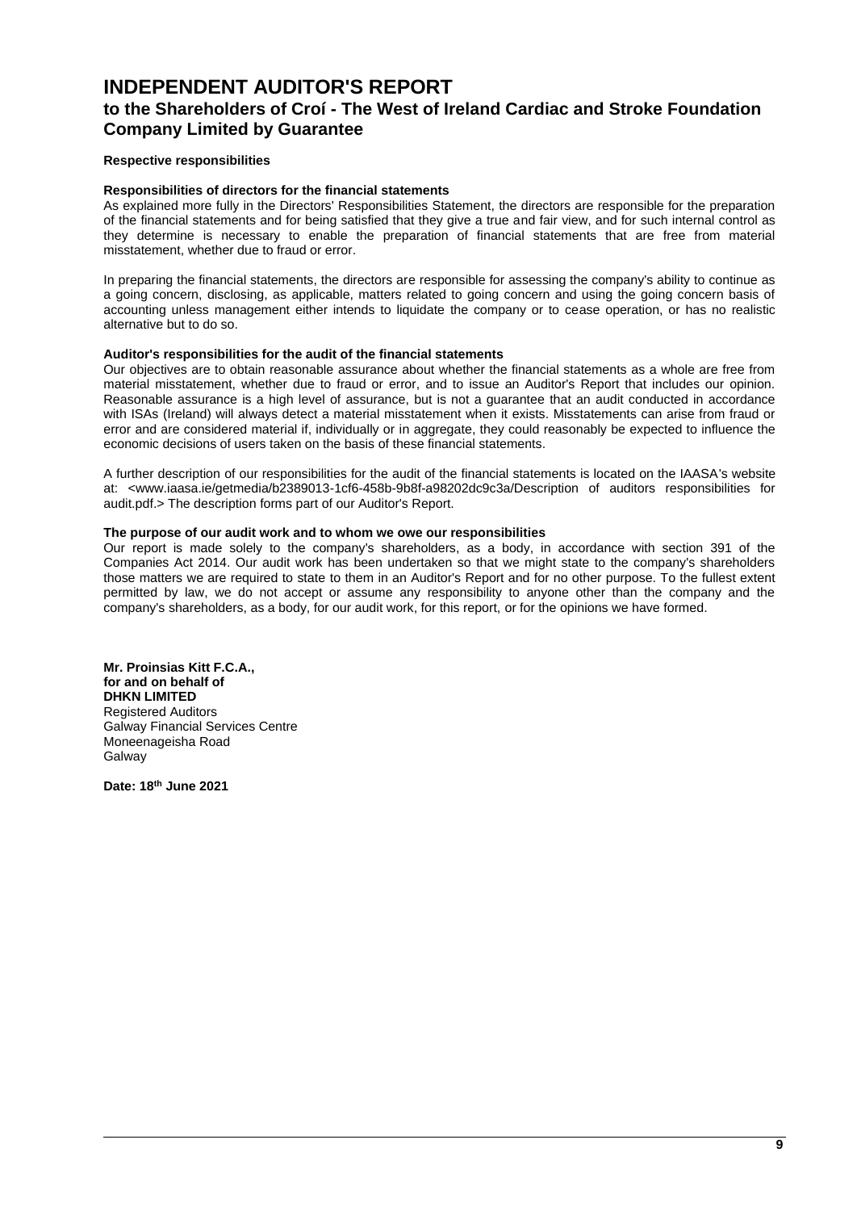# INDEPENDENT AUDITOR'S REPORT
## to the Shareholders of Croí - The West of Ireland Cardiac and Stroke Foundation Company Limited by Guarantee

**Respective responsibilities**

**Responsibilities of directors for the financial statements**

As explained more fully in the Directors' Responsibilities Statement, the directors are responsible for the preparation of the financial statements and for being satisfied that they give a true and fair view, and for such internal control as they determine is necessary to enable the preparation of financial statements that are free from material misstatement, whether due to fraud or error.

In preparing the financial statements, the directors are responsible for assessing the company's ability to continue as a going concern, disclosing, as applicable, matters related to going concern and using the going concern basis of accounting unless management either intends to liquidate the company or to cease operation, or has no realistic alternative but to do so.

**Auditor's responsibilities for the audit of the financial statements**

Our objectives are to obtain reasonable assurance about whether the financial statements as a whole are free from material misstatement, whether due to fraud or error, and to issue an Auditor's Report that includes our opinion. Reasonable assurance is a high level of assurance, but is not a guarantee that an audit conducted in accordance with ISAs (Ireland) will always detect a material misstatement when it exists. Misstatements can arise from fraud or error and are considered material if, individually or in aggregate, they could reasonably be expected to influence the economic decisions of users taken on the basis of these financial statements.

A further description of our responsibilities for the audit of the financial statements is located on the IAASA's website at: <www.iaasa.ie/getmedia/b2389013-1cf6-458b-9b8f-a98202dc9c3a/Description of auditors responsibilities for audit.pdf.> The description forms part of our Auditor's Report.

**The purpose of our audit work and to whom we owe our responsibilities**

Our report is made solely to the company's shareholders, as a body, in accordance with section 391 of the Companies Act 2014. Our audit work has been undertaken so that we might state to the company's shareholders those matters we are required to state to them in an Auditor's Report and for no other purpose. To the fullest extent permitted by law, we do not accept or assume any responsibility to anyone other than the company and the company's shareholders, as a body, for our audit work, for this report, or for the opinions we have formed.

**Mr. Proinsias Kitt F.C.A.,**
**for and on behalf of**
**DHKN LIMITED**
Registered Auditors
Galway Financial Services Centre
Moneenageisha Road
Galway

**Date: 18th June 2021**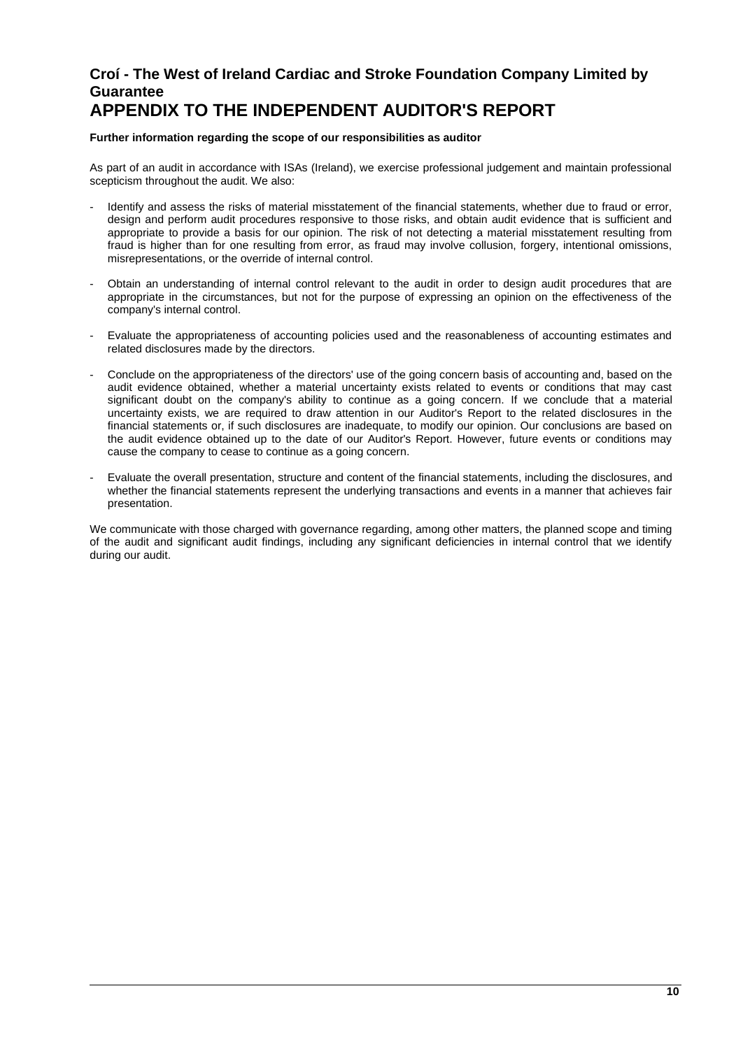## Croí - The West of Ireland Cardiac and Stroke Foundation Company Limited by Guarantee

# APPENDIX TO THE INDEPENDENT AUDITOR'S REPORT

**Further information regarding the scope of our responsibilities as auditor**

As part of an audit in accordance with ISAs (Ireland), we exercise professional judgement and maintain professional scepticism throughout the audit. We also:

- Identify and assess the risks of material misstatement of the financial statements, whether due to fraud or error, design and perform audit procedures responsive to those risks, and obtain audit evidence that is sufficient and appropriate to provide a basis for our opinion. The risk of not detecting a material misstatement resulting from fraud is higher than for one resulting from error, as fraud may involve collusion, forgery, intentional omissions, misrepresentations, or the override of internal control.

- Obtain an understanding of internal control relevant to the audit in order to design audit procedures that are appropriate in the circumstances, but not for the purpose of expressing an opinion on the effectiveness of the company's internal control.

- Evaluate the appropriateness of accounting policies used and the reasonableness of accounting estimates and related disclosures made by the directors.

- Conclude on the appropriateness of the directors' use of the going concern basis of accounting and, based on the audit evidence obtained, whether a material uncertainty exists related to events or conditions that may cast significant doubt on the company's ability to continue as a going concern. If we conclude that a material uncertainty exists, we are required to draw attention in our Auditor's Report to the related disclosures in the financial statements or, if such disclosures are inadequate, to modify our opinion. Our conclusions are based on the audit evidence obtained up to the date of our Auditor's Report. However, future events or conditions may cause the company to cease to continue as a going concern.

- Evaluate the overall presentation, structure and content of the financial statements, including the disclosures, and whether the financial statements represent the underlying transactions and events in a manner that achieves fair presentation.

We communicate with those charged with governance regarding, among other matters, the planned scope and timing of the audit and significant audit findings, including any significant deficiencies in internal control that we identify during our audit.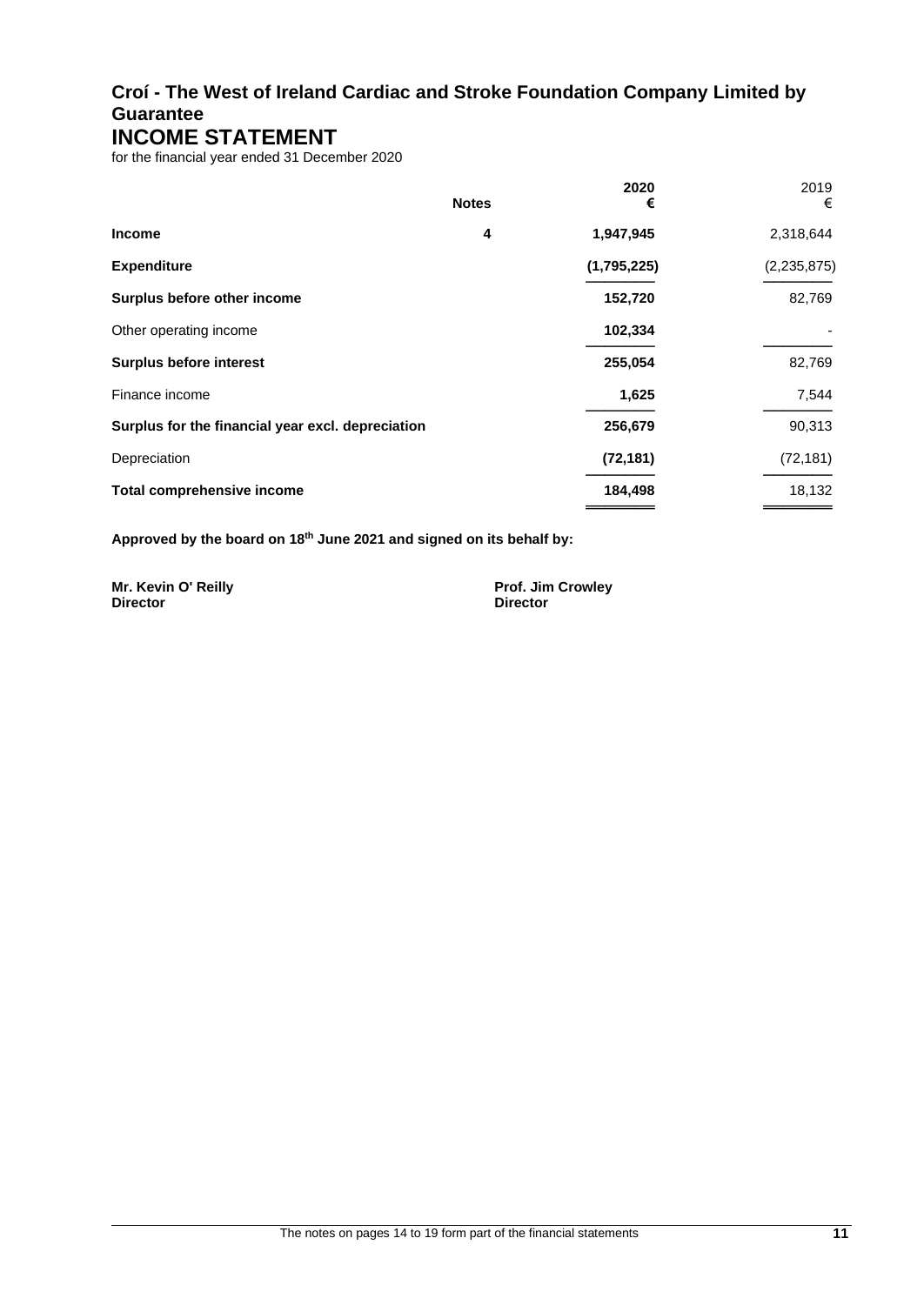# Croí - The West of Ireland Cardiac and Stroke Foundation Company Limited by Guarantee

## INCOME STATEMENT

for the financial year ended 31 December 2020

| | Notes | 2020 € | 2019 € |
|---|---|---|---|
| **Income** | 4 | **1,947,945** | 2,318,644 |
| **Expenditure** | | **(1,795,225)** | (2,235,875) |
| **Surplus before other income** | | **152,720** | 82,769 |
| Other operating income | | **102,334** | - |
| **Surplus before interest** | | **255,054** | 82,769 |
| Finance income | | **1,625** | 7,544 |
| **Surplus for the financial year excl. depreciation** | | **256,679** | 90,313 |
| Depreciation | | **(72,181)** | (72,181) |
| **Total comprehensive income** | | **184,498** | 18,132 |

**Approved by the board on 18th June 2021 and signed on its behalf by:**

**Mr. Kevin O' Reilly**
**Director**

**Prof. Jim Crowley**
**Director**

The notes on pages 14 to 19 form part of the financial statements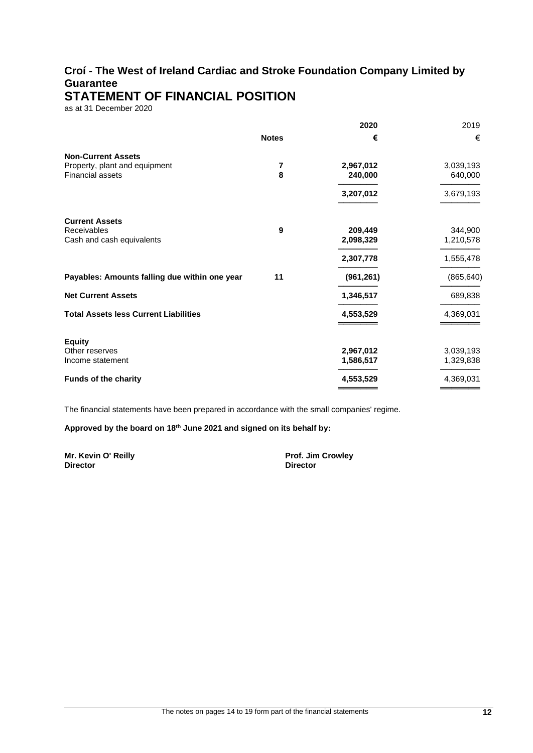# Croí - The West of Ireland Cardiac and Stroke Foundation Company Limited by Guarantee

## STATEMENT OF FINANCIAL POSITION

as at 31 December 2020

| | Notes | 2020 | 2019 |
|---|---|---|---|
| | | € | € |
| **Non-Current Assets** | | | |
| Property, plant and equipment | 7 | **2,967,012** | 3,039,193 |
| Financial assets | 8 | **240,000** | 640,000 |
| | | **3,207,012** | 3,679,193 |
| **Current Assets** | | | |
| Receivables | 9 | **209,449** | 344,900 |
| Cash and cash equivalents | | **2,098,329** | 1,210,578 |
| | | **2,307,778** | 1,555,478 |
| **Payables: Amounts falling due within one year** | 11 | **(961,261)** | (865,640) |
| **Net Current Assets** | | **1,346,517** | 689,838 |
| **Total Assets less Current Liabilities** | | **4,553,529** | 4,369,031 |
| **Equity** | | | |
| Other reserves | | **2,967,012** | 3,039,193 |
| Income statement | | **1,586,517** | 1,329,838 |
| **Funds of the charity** | | **4,553,529** | 4,369,031 |

The financial statements have been prepared in accordance with the small companies' regime.

**Approved by the board on 18th June 2021 and signed on its behalf by:**

**Mr. Kevin O' Reilly**
**Director**

**Prof. Jim Crowley**
**Director**

The notes on pages 14 to 19 form part of the financial statements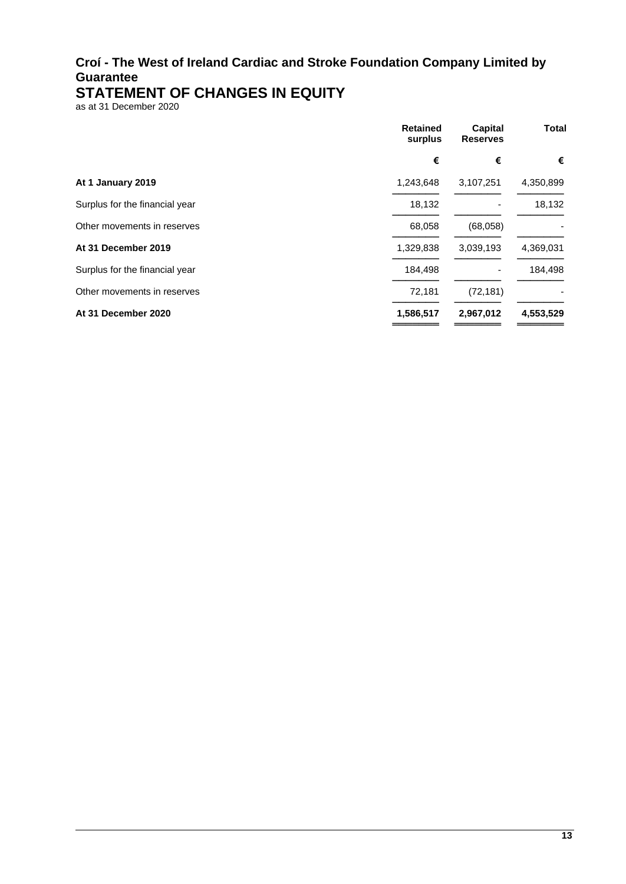# Croí - The West of Ireland Cardiac and Stroke Foundation Company Limited by Guarantee

## STATEMENT OF CHANGES IN EQUITY

as at 31 December 2020

| | Retained surplus | Capital Reserves | Total |
|---|---|---|---|
| | € | € | € |
| **At 1 January 2019** | 1,243,648 | 3,107,251 | 4,350,899 |
| Surplus for the financial year | 18,132 | - | 18,132 |
| Other movements in reserves | 68,058 | (68,058) | - |
| **At 31 December 2019** | 1,329,838 | 3,039,193 | 4,369,031 |
| Surplus for the financial year | 184,498 | - | 184,498 |
| Other movements in reserves | 72,181 | (72,181) | - |
| **At 31 December 2020** | **1,586,517** | **2,967,012** | **4,553,529** |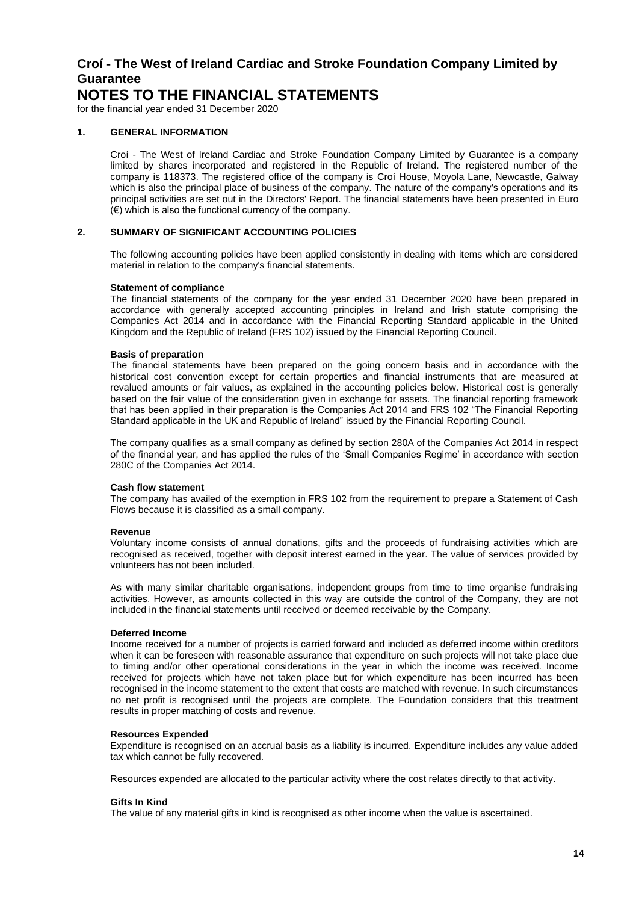# Croí - The West of Ireland Cardiac and Stroke Foundation Company Limited by Guarantee

# NOTES TO THE FINANCIAL STATEMENTS

for the financial year ended 31 December 2020

## 1. GENERAL INFORMATION

Croí - The West of Ireland Cardiac and Stroke Foundation Company Limited by Guarantee is a company limited by shares incorporated and registered in the Republic of Ireland. The registered number of the company is 118373. The registered office of the company is Croí House, Moyola Lane, Newcastle, Galway which is also the principal place of business of the company. The nature of the company's operations and its principal activities are set out in the Directors' Report. The financial statements have been presented in Euro (€) which is also the functional currency of the company.

## 2. SUMMARY OF SIGNIFICANT ACCOUNTING POLICIES

The following accounting policies have been applied consistently in dealing with items which are considered material in relation to the company's financial statements.

**Statement of compliance**

The financial statements of the company for the year ended 31 December 2020 have been prepared in accordance with generally accepted accounting principles in Ireland and Irish statute comprising the Companies Act 2014 and in accordance with the Financial Reporting Standard applicable in the United Kingdom and the Republic of Ireland (FRS 102) issued by the Financial Reporting Council.

**Basis of preparation**

The financial statements have been prepared on the going concern basis and in accordance with the historical cost convention except for certain properties and financial instruments that are measured at revalued amounts or fair values, as explained in the accounting policies below. Historical cost is generally based on the fair value of the consideration given in exchange for assets. The financial reporting framework that has been applied in their preparation is the Companies Act 2014 and FRS 102 "The Financial Reporting Standard applicable in the UK and Republic of Ireland" issued by the Financial Reporting Council.

The company qualifies as a small company as defined by section 280A of the Companies Act 2014 in respect of the financial year, and has applied the rules of the 'Small Companies Regime' in accordance with section 280C of the Companies Act 2014.

**Cash flow statement**

The company has availed of the exemption in FRS 102 from the requirement to prepare a Statement of Cash Flows because it is classified as a small company.

**Revenue**

Voluntary income consists of annual donations, gifts and the proceeds of fundraising activities which are recognised as received, together with deposit interest earned in the year. The value of services provided by volunteers has not been included.

As with many similar charitable organisations, independent groups from time to time organise fundraising activities. However, as amounts collected in this way are outside the control of the Company, they are not included in the financial statements until received or deemed receivable by the Company.

**Deferred Income**

Income received for a number of projects is carried forward and included as deferred income within creditors when it can be foreseen with reasonable assurance that expenditure on such projects will not take place due to timing and/or other operational considerations in the year in which the income was received. Income received for projects which have not taken place but for which expenditure has been incurred has been recognised in the income statement to the extent that costs are matched with revenue. In such circumstances no net profit is recognised until the projects are complete. The Foundation considers that this treatment results in proper matching of costs and revenue.

**Resources Expended**

Expenditure is recognised on an accrual basis as a liability is incurred. Expenditure includes any value added tax which cannot be fully recovered.

Resources expended are allocated to the particular activity where the cost relates directly to that activity.

**Gifts In Kind**

The value of any material gifts in kind is recognised as other income when the value is ascertained.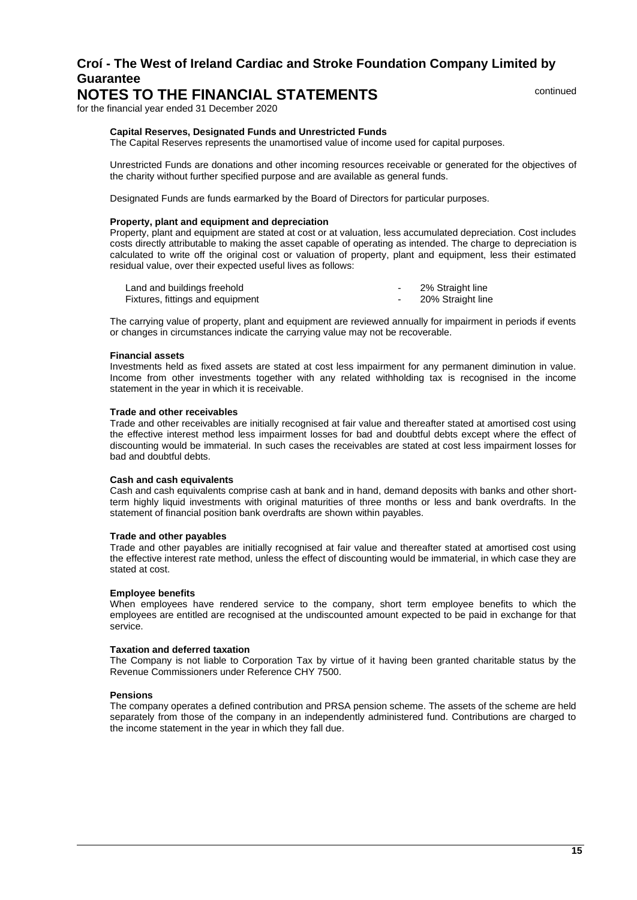# Croí - The West of Ireland Cardiac and Stroke Foundation Company Limited by Guarantee

## NOTES TO THE FINANCIAL STATEMENTS

continued

for the financial year ended 31 December 2020

**Capital Reserves, Designated Funds and Unrestricted Funds**

The Capital Reserves represents the unamortised value of income used for capital purposes.

Unrestricted Funds are donations and other incoming resources receivable or generated for the objectives of the charity without further specified purpose and are available as general funds.

Designated Funds are funds earmarked by the Board of Directors for particular purposes.

**Property, plant and equipment and depreciation**

Property, plant and equipment are stated at cost or at valuation, less accumulated depreciation. Cost includes costs directly attributable to making the asset capable of operating as intended. The charge to depreciation is calculated to write off the original cost or valuation of property, plant and equipment, less their estimated residual value, over their expected useful lives as follows:

| | | |
|---|---|---|
| Land and buildings freehold | - | 2% Straight line |
| Fixtures, fittings and equipment | - | 20% Straight line |

The carrying value of property, plant and equipment are reviewed annually for impairment in periods if events or changes in circumstances indicate the carrying value may not be recoverable.

**Financial assets**

Investments held as fixed assets are stated at cost less impairment for any permanent diminution in value. Income from other investments together with any related withholding tax is recognised in the income statement in the year in which it is receivable.

**Trade and other receivables**

Trade and other receivables are initially recognised at fair value and thereafter stated at amortised cost using the effective interest method less impairment losses for bad and doubtful debts except where the effect of discounting would be immaterial. In such cases the receivables are stated at cost less impairment losses for bad and doubtful debts.

**Cash and cash equivalents**

Cash and cash equivalents comprise cash at bank and in hand, demand deposits with banks and other short-term highly liquid investments with original maturities of three months or less and bank overdrafts. In the statement of financial position bank overdrafts are shown within payables.

**Trade and other payables**

Trade and other payables are initially recognised at fair value and thereafter stated at amortised cost using the effective interest rate method, unless the effect of discounting would be immaterial, in which case they are stated at cost.

**Employee benefits**

When employees have rendered service to the company, short term employee benefits to which the employees are entitled are recognised at the undiscounted amount expected to be paid in exchange for that service.

**Taxation and deferred taxation**

The Company is not liable to Corporation Tax by virtue of it having been granted charitable status by the Revenue Commissioners under Reference CHY 7500.

**Pensions**

The company operates a defined contribution and PRSA pension scheme. The assets of the scheme are held separately from those of the company in an independently administered fund. Contributions are charged to the income statement in the year in which they fall due.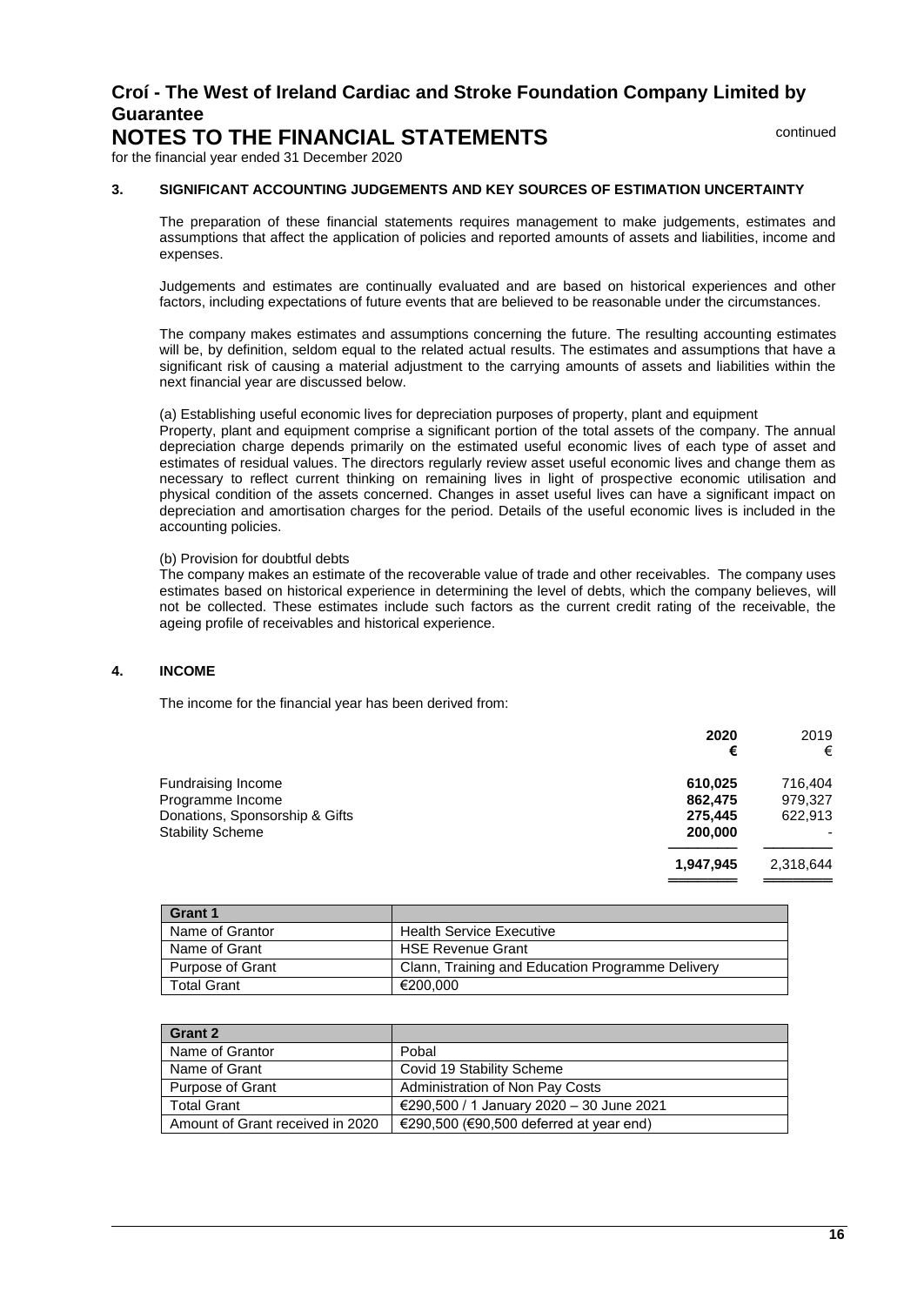# Croí - The West of Ireland Cardiac and Stroke Foundation Company Limited by Guarantee

## NOTES TO THE FINANCIAL STATEMENTS

continued

for the financial year ended 31 December 2020

### 3. SIGNIFICANT ACCOUNTING JUDGEMENTS AND KEY SOURCES OF ESTIMATION UNCERTAINTY

The preparation of these financial statements requires management to make judgements, estimates and assumptions that affect the application of policies and reported amounts of assets and liabilities, income and expenses.

Judgements and estimates are continually evaluated and are based on historical experiences and other factors, including expectations of future events that are believed to be reasonable under the circumstances.

The company makes estimates and assumptions concerning the future. The resulting accounting estimates will be, by definition, seldom equal to the related actual results. The estimates and assumptions that have a significant risk of causing a material adjustment to the carrying amounts of assets and liabilities within the next financial year are discussed below.

(a) Establishing useful economic lives for depreciation purposes of property, plant and equipment
Property, plant and equipment comprise a significant portion of the total assets of the company. The annual depreciation charge depends primarily on the estimated useful economic lives of each type of asset and estimates of residual values. The directors regularly review asset useful economic lives and change them as necessary to reflect current thinking on remaining lives in light of prospective economic utilisation and physical condition of the assets concerned. Changes in asset useful lives can have a significant impact on depreciation and amortisation charges for the period. Details of the useful economic lives is included in the accounting policies.

(b) Provision for doubtful debts
The company makes an estimate of the recoverable value of trade and other receivables. The company uses estimates based on historical experience in determining the level of debts, which the company believes, will not be collected. These estimates include such factors as the current credit rating of the receivable, the ageing profile of receivables and historical experience.

### 4. INCOME

The income for the financial year has been derived from:

| | **2020** | 2019 |
|---|---|---|
| | **€** | € |
| Fundraising Income | **610,025** | 716,404 |
| Programme Income | **862,475** | 979,327 |
| Donations, Sponsorship & Gifts | **275,445** | 622,913 |
| Stability Scheme | **200,000** | - |
| | **1,947,945** | 2,318,644 |

| **Grant 1** | |
|---|---|
| Name of Grantor | Health Service Executive |
| Name of Grant | HSE Revenue Grant |
| Purpose of Grant | Clann, Training and Education Programme Delivery |
| Total Grant | €200,000 |

| **Grant 2** | |
|---|---|
| Name of Grantor | Pobal |
| Name of Grant | Covid 19 Stability Scheme |
| Purpose of Grant | Administration of Non Pay Costs |
| Total Grant | €290,500 / 1 January 2020 – 30 June 2021 |
| Amount of Grant received in 2020 | €290,500 (€90,500 deferred at year end) |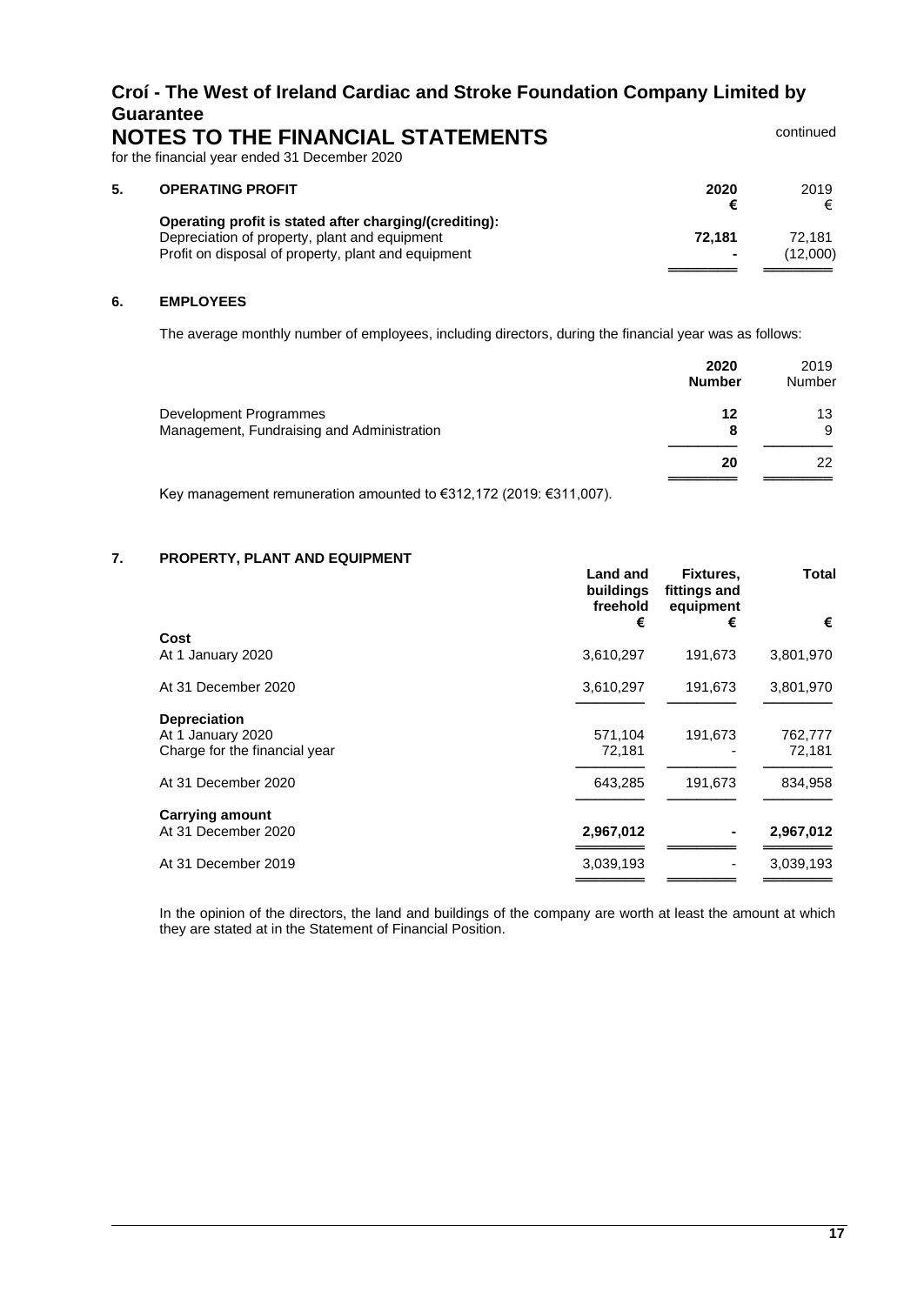# Croí - The West of Ireland Cardiac and Stroke Foundation Company Limited by Guarantee

## NOTES TO THE FINANCIAL STATEMENTS

continued

for the financial year ended 31 December 2020

### 5. OPERATING PROFIT

| | 2020 € | 2019 € |
|---|---|---|
| **Operating profit is stated after charging/(crediting):** | | |
| Depreciation of property, plant and equipment | **72,181** | 72,181 |
| Profit on disposal of property, plant and equipment | **-** | (12,000) |

### 6. EMPLOYEES

The average monthly number of employees, including directors, during the financial year was as follows:

| | 2020 Number | 2019 Number |
|---|---|---|
| Development Programmes | **12** | 13 |
| Management, Fundraising and Administration | **8** | 9 |
| | **20** | 22 |

Key management remuneration amounted to €312,172 (2019: €311,007).

### 7. PROPERTY, PLANT AND EQUIPMENT

| | Land and buildings freehold € | Fixtures, fittings and equipment € | Total € |
|---|---|---|---|
| **Cost** | | | |
| At 1 January 2020 | 3,610,297 | 191,673 | 3,801,970 |
| At 31 December 2020 | 3,610,297 | 191,673 | 3,801,970 |
| **Depreciation** | | | |
| At 1 January 2020 | 571,104 | 191,673 | 762,777 |
| Charge for the financial year | 72,181 | - | 72,181 |
| At 31 December 2020 | 643,285 | 191,673 | 834,958 |
| **Carrying amount** | | | |
| At 31 December 2020 | **2,967,012** | **-** | **2,967,012** |
| At 31 December 2019 | 3,039,193 | - | 3,039,193 |

In the opinion of the directors, the land and buildings of the company are worth at least the amount at which they are stated at in the Statement of Financial Position.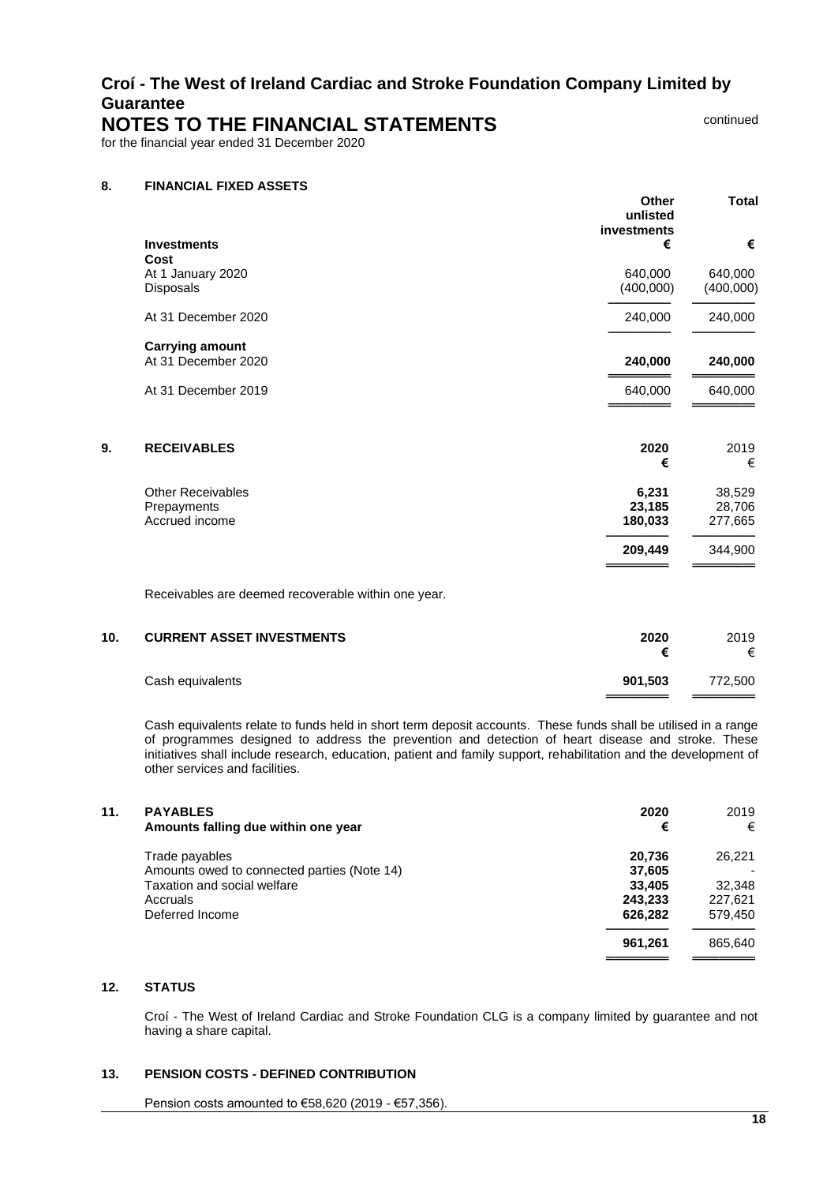# Croí - The West of Ireland Cardiac and Stroke Foundation Company Limited by Guarantee

## NOTES TO THE FINANCIAL STATEMENTS

continued

for the financial year ended 31 December 2020

### 8. FINANCIAL FIXED ASSETS

| Investments | Other unlisted investments € | Total € |
|---|---|---|
| **Cost** | | |
| At 1 January 2020 | 640,000 | 640,000 |
| Disposals | (400,000) | (400,000) |
| At 31 December 2020 | 240,000 | 240,000 |
| **Carrying amount** | | |
| At 31 December 2020 | **240,000** | **240,000** |
| At 31 December 2019 | 640,000 | 640,000 |

### 9. RECEIVABLES

| | 2020 € | 2019 € |
|---|---|---|
| Other Receivables | **6,231** | 38,529 |
| Prepayments | **23,185** | 28,706 |
| Accrued income | **180,033** | 277,665 |
| | **209,449** | 344,900 |

Receivables are deemed recoverable within one year.

### 10. CURRENT ASSET INVESTMENTS

| | 2020 € | 2019 € |
|---|---|---|
| Cash equivalents | **901,503** | 772,500 |

Cash equivalents relate to funds held in short term deposit accounts. These funds shall be utilised in a range of programmes designed to address the prevention and detection of heart disease and stroke. These initiatives shall include research, education, patient and family support, rehabilitation and the development of other services and facilities.

### 11. PAYABLES

| Amounts falling due within one year | 2020 € | 2019 € |
|---|---|---|
| Trade payables | **20,736** | 26,221 |
| Amounts owed to connected parties (Note 14) | **37,605** | - |
| Taxation and social welfare | **33,405** | 32,348 |
| Accruals | **243,233** | 227,621 |
| Deferred Income | **626,282** | 579,450 |
| | **961,261** | 865,640 |

### 12. STATUS

Croí - The West of Ireland Cardiac and Stroke Foundation CLG is a company limited by guarantee and not having a share capital.

### 13. PENSION COSTS - DEFINED CONTRIBUTION

Pension costs amounted to €58,620 (2019 - €57,356).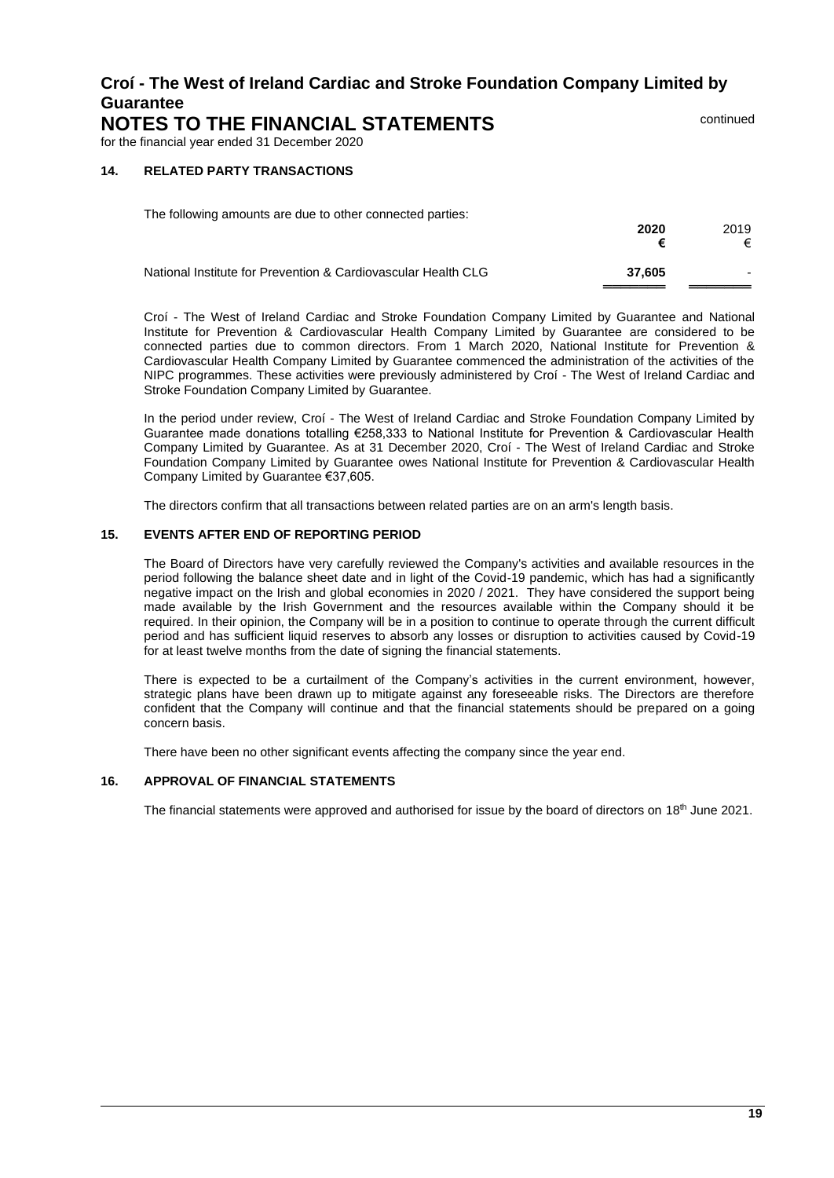# Croí - The West of Ireland Cardiac and Stroke Foundation Company Limited by Guarantee

# NOTES TO THE FINANCIAL STATEMENTS

continued

for the financial year ended 31 December 2020

## 14. RELATED PARTY TRANSACTIONS

The following amounts are due to other connected parties:

| | **2020** | 2019 |
|---|---|---|
| | **€** | € |
| National Institute for Prevention & Cardiovascular Health CLG | **37,605** | - |

Croí - The West of Ireland Cardiac and Stroke Foundation Company Limited by Guarantee and National Institute for Prevention & Cardiovascular Health Company Limited by Guarantee are considered to be connected parties due to common directors. From 1 March 2020, National Institute for Prevention & Cardiovascular Health Company Limited by Guarantee commenced the administration of the activities of the NIPC programmes. These activities were previously administered by Croí - The West of Ireland Cardiac and Stroke Foundation Company Limited by Guarantee.

In the period under review, Croí - The West of Ireland Cardiac and Stroke Foundation Company Limited by Guarantee made donations totalling €258,333 to National Institute for Prevention & Cardiovascular Health Company Limited by Guarantee. As at 31 December 2020, Croí - The West of Ireland Cardiac and Stroke Foundation Company Limited by Guarantee owes National Institute for Prevention & Cardiovascular Health Company Limited by Guarantee €37,605.

The directors confirm that all transactions between related parties are on an arm's length basis.

## 15. EVENTS AFTER END OF REPORTING PERIOD

The Board of Directors have very carefully reviewed the Company's activities and available resources in the period following the balance sheet date and in light of the Covid-19 pandemic, which has had a significantly negative impact on the Irish and global economies in 2020 / 2021. They have considered the support being made available by the Irish Government and the resources available within the Company should it be required. In their opinion, the Company will be in a position to continue to operate through the current difficult period and has sufficient liquid reserves to absorb any losses or disruption to activities caused by Covid-19 for at least twelve months from the date of signing the financial statements.

There is expected to be a curtailment of the Company's activities in the current environment, however, strategic plans have been drawn up to mitigate against any foreseeable risks. The Directors are therefore confident that the Company will continue and that the financial statements should be prepared on a going concern basis.

There have been no other significant events affecting the company since the year end.

## 16. APPROVAL OF FINANCIAL STATEMENTS

The financial statements were approved and authorised for issue by the board of directors on 18th June 2021.